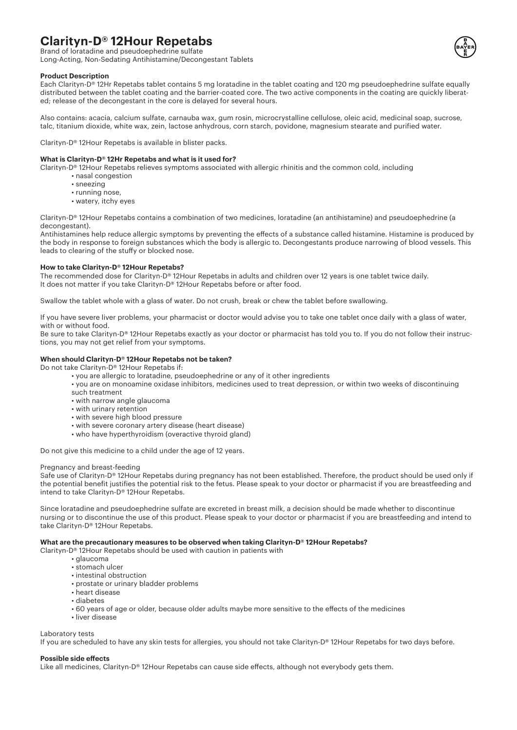# Clarityn-D® 12Hour Repetabs

Brand of loratadine and pseudoephedrine sulfate
Long-Acting, Non-Sedating Antihistamine/Decongestant Tablets

**Product Description**

Each Clarityn-D® 12Hr Repetabs tablet contains 5 mg loratadine in the tablet coating and 120 mg pseudoephedrine sulfate equally distributed between the tablet coating and the barrier-coated core. The two active components in the coating are quickly liberated; release of the decongestant in the core is delayed for several hours.

Also contains: acacia, calcium sulfate, carnauba wax, gum rosin, microcrystalline cellulose, oleic acid, medicinal soap, sucrose, talc, titanium dioxide, white wax, zein, lactose anhydrous, corn starch, povidone, magnesium stearate and purified water.

Clarityn-D® 12Hour Repetabs is available in blister packs.

**What is Clarityn-D® 12Hr Repetabs and what is it used for?**

Clarityn-D® 12Hour Repetabs relieves symptoms associated with allergic rhinitis and the common cold, including

- nasal congestion
- sneezing
- running nose,
- watery, itchy eyes

Clarityn-D® 12Hour Repetabs contains a combination of two medicines, loratadine (an antihistamine) and pseudoephedrine (a decongestant).

Antihistamines help reduce allergic symptoms by preventing the effects of a substance called histamine. Histamine is produced by the body in response to foreign substances which the body is allergic to. Decongestants produce narrowing of blood vessels. This leads to clearing of the stuffy or blocked nose.

**How to take Clarityn-D® 12Hour Repetabs?**

The recommended dose for Clarityn-D® 12Hour Repetabs in adults and children over 12 years is one tablet twice daily.
It does not matter if you take Clarityn-D® 12Hour Repetabs before or after food.

Swallow the tablet whole with a glass of water. Do not crush, break or chew the tablet before swallowing.

If you have severe liver problems, your pharmacist or doctor would advise you to take one tablet once daily with a glass of water, with or without food.

Be sure to take Clarityn-D® 12Hour Repetabs exactly as your doctor or pharmacist has told you to. If you do not follow their instructions, you may not get relief from your symptoms.

**When should Clarityn-D® 12Hour Repetabs not be taken?**

Do not take Clarityn-D® 12Hour Repetabs if:

- you are allergic to loratadine, pseudoephedrine or any of it other ingredients
- you are on monoamine oxidase inhibitors, medicines used to treat depression, or within two weeks of discontinuing such treatment
- with narrow angle glaucoma
- with urinary retention
- with severe high blood pressure
- with severe coronary artery disease (heart disease)
- who have hyperthyroidism (overactive thyroid gland)

Do not give this medicine to a child under the age of 12 years.

Pregnancy and breast-feeding

Safe use of Clarityn-D® 12Hour Repetabs during pregnancy has not been established. Therefore, the product should be used only if the potential benefit justifies the potential risk to the fetus. Please speak to your doctor or pharmacist if you are breastfeeding and intend to take Clarityn-D® 12Hour Repetabs.

Since loratadine and pseudoephedrine sulfate are excreted in breast milk, a decision should be made whether to discontinue nursing or to discontinue the use of this product. Please speak to your doctor or pharmacist if you are breastfeeding and intend to take Clarityn-D® 12Hour Repetabs.

**What are the precautionary measures to be observed when taking Clarityn-D® 12Hour Repetabs?**

Clarityn-D® 12Hour Repetabs should be used with caution in patients with

- glaucoma
- stomach ulcer
- intestinal obstruction
- prostate or urinary bladder problems
- heart disease
- diabetes
- 60 years of age or older, because older adults maybe more sensitive to the effects of the medicines
- liver disease

Laboratory tests

If you are scheduled to have any skin tests for allergies, you should not take Clarityn-D® 12Hour Repetabs for two days before.

**Possible side effects**

Like all medicines, Clarityn-D® 12Hour Repetabs can cause side effects, although not everybody gets them.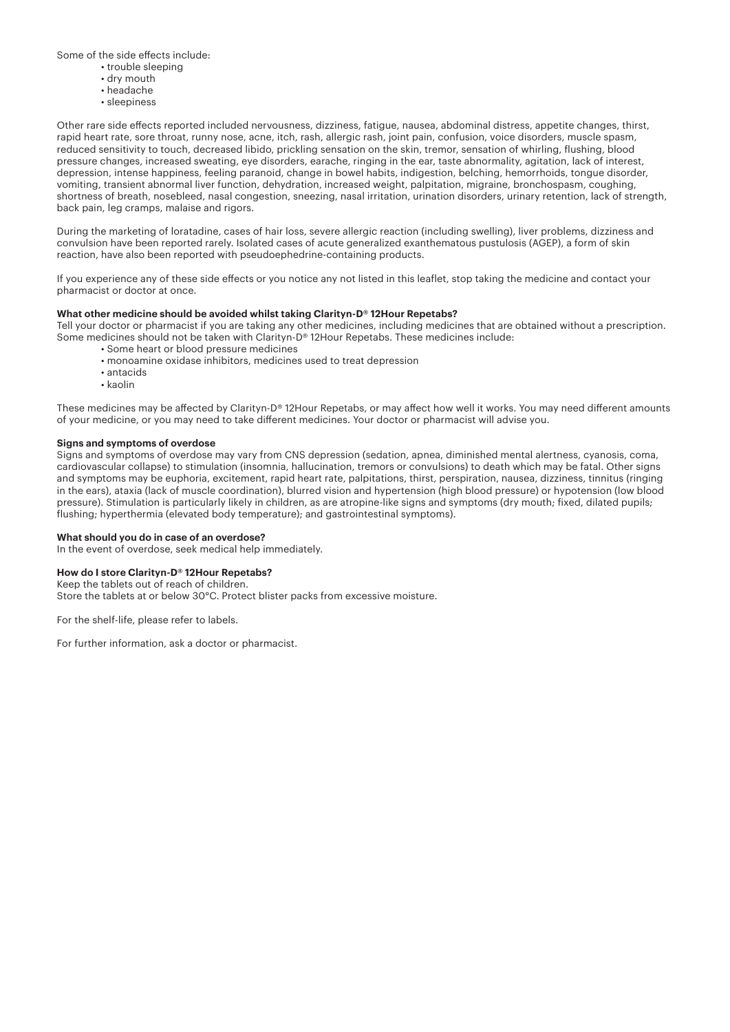Some of the side effects include:

- trouble sleeping
- dry mouth
- headache
- sleepiness

Other rare side effects reported included nervousness, dizziness, fatigue, nausea, abdominal distress, appetite changes, thirst, rapid heart rate, sore throat, runny nose, acne, itch, rash, allergic rash, joint pain, confusion, voice disorders, muscle spasm, reduced sensitivity to touch, decreased libido, prickling sensation on the skin, tremor, sensation of whirling, flushing, blood pressure changes, increased sweating, eye disorders, earache, ringing in the ear, taste abnormality, agitation, lack of interest, depression, intense happiness, feeling paranoid, change in bowel habits, indigestion, belching, hemorrhoids, tongue disorder, vomiting, transient abnormal liver function, dehydration, increased weight, palpitation, migraine, bronchospasm, coughing, shortness of breath, nosebleed, nasal congestion, sneezing, nasal irritation, urination disorders, urinary retention, lack of strength, back pain, leg cramps, malaise and rigors.

During the marketing of loratadine, cases of hair loss, severe allergic reaction (including swelling), liver problems, dizziness and convulsion have been reported rarely. Isolated cases of acute generalized exanthematous pustulosis (AGEP), a form of skin reaction, have also been reported with pseudoephedrine-containing products.

If you experience any of these side effects or you notice any not listed in this leaflet, stop taking the medicine and contact your pharmacist or doctor at once.

**What other medicine should be avoided whilst taking Clarityn-D® 12Hour Repetabs?**

Tell your doctor or pharmacist if you are taking any other medicines, including medicines that are obtained without a prescription. Some medicines should not be taken with Clarityn-D® 12Hour Repetabs. These medicines include:

- Some heart or blood pressure medicines
- monoamine oxidase inhibitors, medicines used to treat depression
- antacids
- kaolin

These medicines may be affected by Clarityn-D® 12Hour Repetabs, or may affect how well it works. You may need different amounts of your medicine, or you may need to take different medicines. Your doctor or pharmacist will advise you.

**Signs and symptoms of overdose**

Signs and symptoms of overdose may vary from CNS depression (sedation, apnea, diminished mental alertness, cyanosis, coma, cardiovascular collapse) to stimulation (insomnia, hallucination, tremors or convulsions) to death which may be fatal. Other signs and symptoms may be euphoria, excitement, rapid heart rate, palpitations, thirst, perspiration, nausea, dizziness, tinnitus (ringing in the ears), ataxia (lack of muscle coordination), blurred vision and hypertension (high blood pressure) or hypotension (low blood pressure). Stimulation is particularly likely in children, as are atropine-like signs and symptoms (dry mouth; fixed, dilated pupils; flushing; hyperthermia (elevated body temperature); and gastrointestinal symptoms).

**What should you do in case of an overdose?**

In the event of overdose, seek medical help immediately.

**How do I store Clarityn-D® 12Hour Repetabs?**

Keep the tablets out of reach of children.
Store the tablets at or below 30°C. Protect blister packs from excessive moisture.

For the shelf-life, please refer to labels.

For further information, ask a doctor or pharmacist.